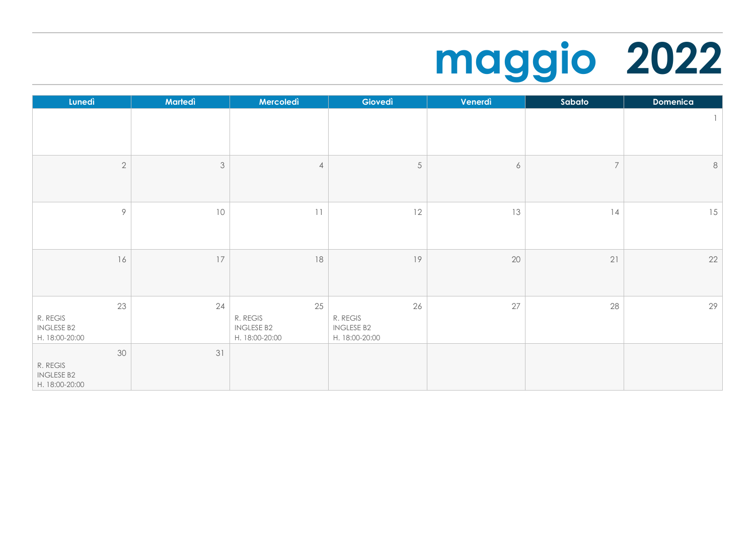# maggio 2022

| Lunedì | Martedì | Mercoledì | Giovedì | Venerdì | Sabato | Domenica |
|---|---|---|---|---|---|---|
| | | | | | | 1 |
| 2 | 3 | 4 | 5 | 6 | 7 | 8 |
| 9 | 10 | 11 | 12 | 13 | 14 | 15 |
| 16 | 17 | 18 | 19 | 20 | 21 | 22 |
| 23<br>R. REGIS<br>INGLESE B2<br>H. 18:00-20:00 | 24 | 25<br>R. REGIS<br>INGLESE B2<br>H. 18:00-20:00 | 26<br>R. REGIS<br>INGLESE B2<br>H. 18:00-20:00 | 27 | 28 | 29 |
| 30<br>R. REGIS<br>INGLESE B2<br>H. 18:00-20:00 | 31 | | | | | |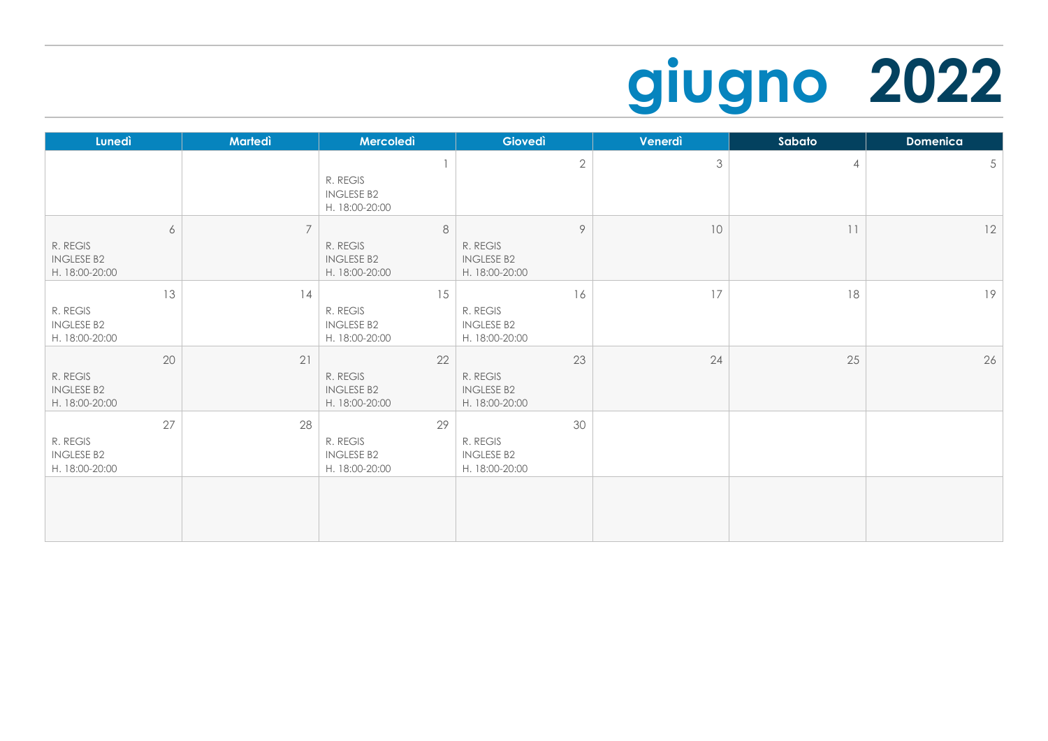# giugno 2022

| Lunedì | Martedì | Mercoledì | Giovedì | Venerdì | Sabato | Domenica |
| --- | --- | --- | --- | --- | --- | --- |
| | | 1<br>R. REGIS<br>INGLESE B2<br>H. 18:00-20:00 | 2 | 3 | 4 | 5 |
| 6<br>R. REGIS<br>INGLESE B2<br>H. 18:00-20:00 | 7 | 8<br>R. REGIS<br>INGLESE B2<br>H. 18:00-20:00 | 9<br>R. REGIS<br>INGLESE B2<br>H. 18:00-20:00 | 10 | 11 | 12 |
| 13<br>R. REGIS<br>INGLESE B2<br>H. 18:00-20:00 | 14 | 15<br>R. REGIS<br>INGLESE B2<br>H. 18:00-20:00 | 16<br>R. REGIS<br>INGLESE B2<br>H. 18:00-20:00 | 17 | 18 | 19 |
| 20<br>R. REGIS<br>INGLESE B2<br>H. 18:00-20:00 | 21 | 22<br>R. REGIS<br>INGLESE B2<br>H. 18:00-20:00 | 23<br>R. REGIS<br>INGLESE B2<br>H. 18:00-20:00 | 24 | 25 | 26 |
| 27<br>R. REGIS<br>INGLESE B2<br>H. 18:00-20:00 | 28 | 29<br>R. REGIS<br>INGLESE B2<br>H. 18:00-20:00 | 30<br>R. REGIS<br>INGLESE B2<br>H. 18:00-20:00 | | | |
| | | | | | | |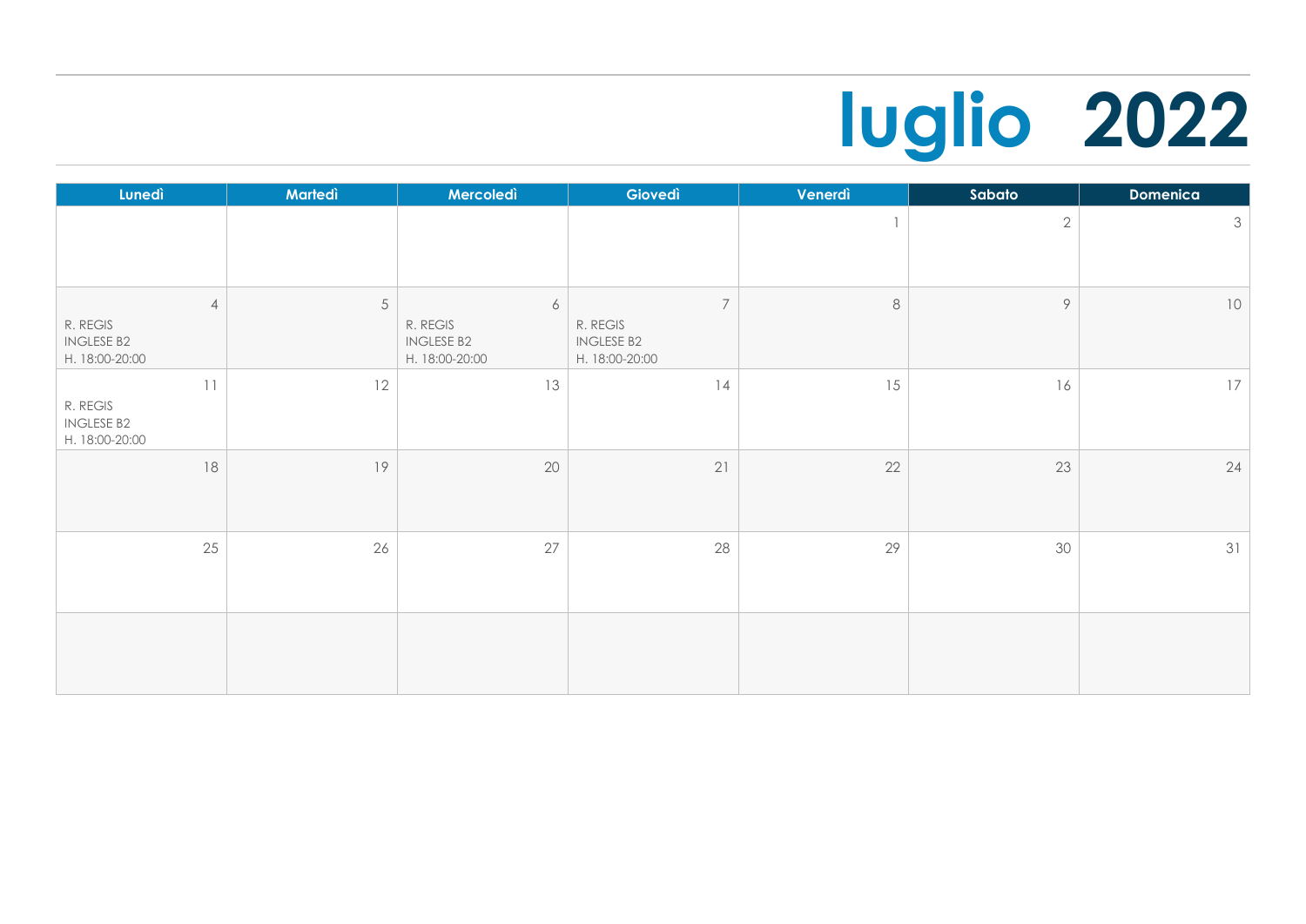# luglio 2022

| Lunedì | Martedì | Mercoledì | Giovedì | Venerdì | Sabato | Domenica |
|---|---|---|---|---|---|---|
| | | | | 1 | 2 | 3 |
| 4<br>R. REGIS<br>INGLESE B2<br>H. 18:00-20:00 | 5 | 6<br>R. REGIS<br>INGLESE B2<br>H. 18:00-20:00 | 7<br>R. REGIS<br>INGLESE B2<br>H. 18:00-20:00 | 8 | 9 | 10 |
| 11<br>R. REGIS<br>INGLESE B2<br>H. 18:00-20:00 | 12 | 13 | 14 | 15 | 16 | 17 |
| 18 | 19 | 20 | 21 | 22 | 23 | 24 |
| 25 | 26 | 27 | 28 | 29 | 30 | 31 |
| | | | | | | |